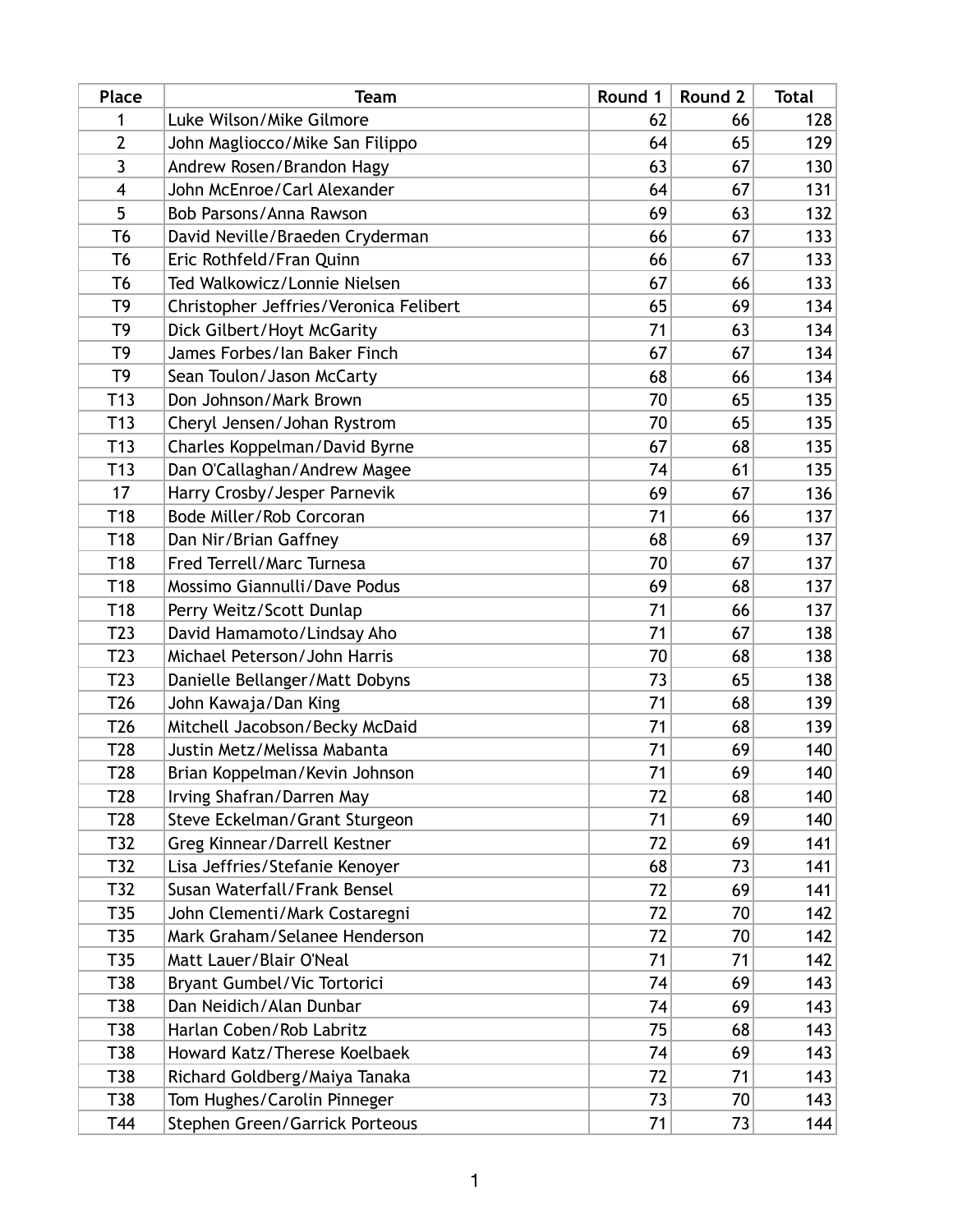| Place | Team | Round 1 | Round 2 | Total |
| --- | --- | --- | --- | --- |
| 1 | Luke Wilson/Mike Gilmore | 62 | 66 | 128 |
| 2 | John Magliocco/Mike San Filippo | 64 | 65 | 129 |
| 3 | Andrew Rosen/Brandon Hagy | 63 | 67 | 130 |
| 4 | John McEnroe/Carl Alexander | 64 | 67 | 131 |
| 5 | Bob Parsons/Anna Rawson | 69 | 63 | 132 |
| T6 | David Neville/Braeden Cryderman | 66 | 67 | 133 |
| T6 | Eric Rothfeld/Fran Quinn | 66 | 67 | 133 |
| T6 | Ted Walkowicz/Lonnie Nielsen | 67 | 66 | 133 |
| T9 | Christopher Jeffries/Veronica Felibert | 65 | 69 | 134 |
| T9 | Dick Gilbert/Hoyt McGarity | 71 | 63 | 134 |
| T9 | James Forbes/Ian Baker Finch | 67 | 67 | 134 |
| T9 | Sean Toulon/Jason McCarty | 68 | 66 | 134 |
| T13 | Don Johnson/Mark Brown | 70 | 65 | 135 |
| T13 | Cheryl Jensen/Johan Rystrom | 70 | 65 | 135 |
| T13 | Charles Koppelman/David Byrne | 67 | 68 | 135 |
| T13 | Dan O'Callaghan/Andrew Magee | 74 | 61 | 135 |
| 17 | Harry Crosby/Jesper Parnevik | 69 | 67 | 136 |
| T18 | Bode Miller/Rob Corcoran | 71 | 66 | 137 |
| T18 | Dan Nir/Brian Gaffney | 68 | 69 | 137 |
| T18 | Fred Terrell/Marc Turnesa | 70 | 67 | 137 |
| T18 | Mossimo Giannulli/Dave Podus | 69 | 68 | 137 |
| T18 | Perry Weitz/Scott Dunlap | 71 | 66 | 137 |
| T23 | David Hamamoto/Lindsay Aho | 71 | 67 | 138 |
| T23 | Michael Peterson/John Harris | 70 | 68 | 138 |
| T23 | Danielle Bellanger/Matt Dobyns | 73 | 65 | 138 |
| T26 | John Kawaja/Dan King | 71 | 68 | 139 |
| T26 | Mitchell Jacobson/Becky McDaid | 71 | 68 | 139 |
| T28 | Justin Metz/Melissa Mabanta | 71 | 69 | 140 |
| T28 | Brian Koppelman/Kevin Johnson | 71 | 69 | 140 |
| T28 | Irving Shafran/Darren May | 72 | 68 | 140 |
| T28 | Steve Eckelman/Grant Sturgeon | 71 | 69 | 140 |
| T32 | Greg Kinnear/Darrell Kestner | 72 | 69 | 141 |
| T32 | Lisa Jeffries/Stefanie Kenoyer | 68 | 73 | 141 |
| T32 | Susan Waterfall/Frank Bensel | 72 | 69 | 141 |
| T35 | John Clementi/Mark Costaregni | 72 | 70 | 142 |
| T35 | Mark Graham/Selanee Henderson | 72 | 70 | 142 |
| T35 | Matt Lauer/Blair O'Neal | 71 | 71 | 142 |
| T38 | Bryant Gumbel/Vic Tortorici | 74 | 69 | 143 |
| T38 | Dan Neidich/Alan Dunbar | 74 | 69 | 143 |
| T38 | Harlan Coben/Rob Labritz | 75 | 68 | 143 |
| T38 | Howard Katz/Therese Koelbaek | 74 | 69 | 143 |
| T38 | Richard Goldberg/Maiya Tanaka | 72 | 71 | 143 |
| T38 | Tom Hughes/Carolin Pinneger | 73 | 70 | 143 |
| T44 | Stephen Green/Garrick Porteous | 71 | 73 | 144 |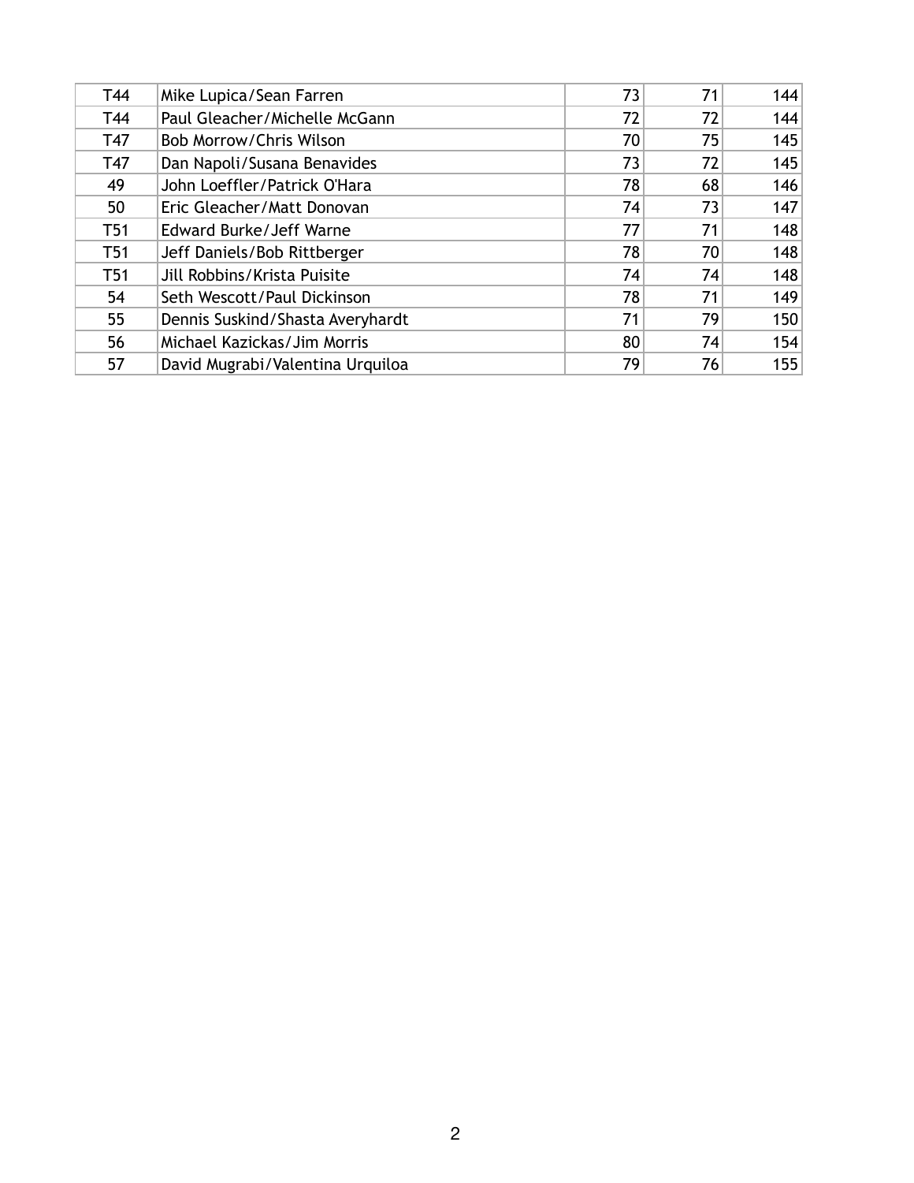| T44 | Mike Lupica/Sean Farren | 73 | 71 | 144 |
|---|---|---|---|---|
| T44 | Paul Gleacher/Michelle McGann | 72 | 72 | 144 |
| T47 | Bob Morrow/Chris Wilson | 70 | 75 | 145 |
| T47 | Dan Napoli/Susana Benavides | 73 | 72 | 145 |
| 49 | John Loeffler/Patrick O'Hara | 78 | 68 | 146 |
| 50 | Eric Gleacher/Matt Donovan | 74 | 73 | 147 |
| T51 | Edward Burke/Jeff Warne | 77 | 71 | 148 |
| T51 | Jeff Daniels/Bob Rittberger | 78 | 70 | 148 |
| T51 | Jill Robbins/Krista Puisite | 74 | 74 | 148 |
| 54 | Seth Wescott/Paul Dickinson | 78 | 71 | 149 |
| 55 | Dennis Suskind/Shasta Averyhardt | 71 | 79 | 150 |
| 56 | Michael Kazickas/Jim Morris | 80 | 74 | 154 |
| 57 | David Mugrabi/Valentina Urquiloa | 79 | 76 | 155 |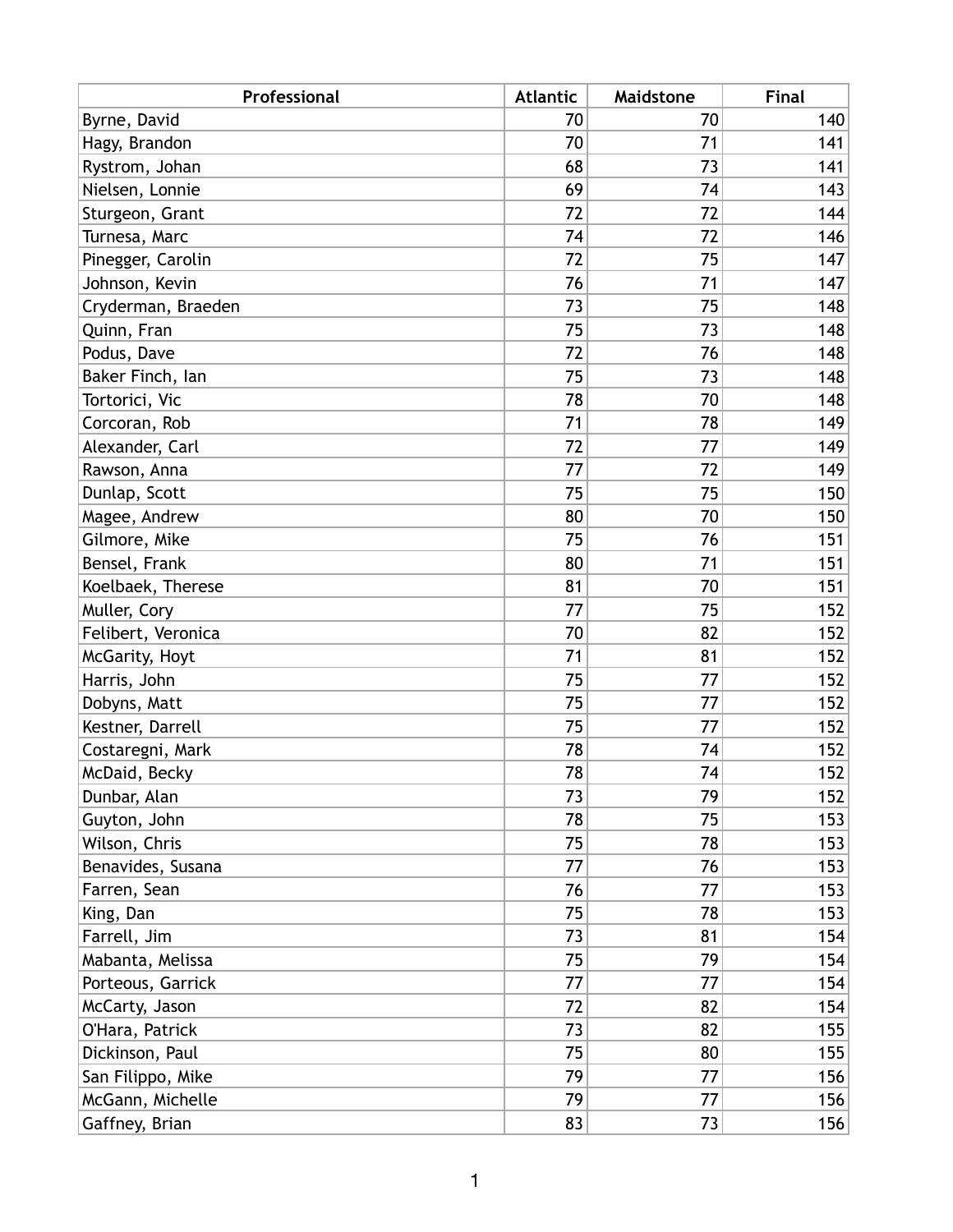| Professional | Atlantic | Maidstone | Final |
|---|---|---|---|
| Byrne, David | 70 | 70 | 140 |
| Hagy, Brandon | 70 | 71 | 141 |
| Rystrom, Johan | 68 | 73 | 141 |
| Nielsen, Lonnie | 69 | 74 | 143 |
| Sturgeon, Grant | 72 | 72 | 144 |
| Turnesa, Marc | 74 | 72 | 146 |
| Pinegger, Carolin | 72 | 75 | 147 |
| Johnson, Kevin | 76 | 71 | 147 |
| Cryderman, Braeden | 73 | 75 | 148 |
| Quinn, Fran | 75 | 73 | 148 |
| Podus, Dave | 72 | 76 | 148 |
| Baker Finch, Ian | 75 | 73 | 148 |
| Tortorici, Vic | 78 | 70 | 148 |
| Corcoran, Rob | 71 | 78 | 149 |
| Alexander, Carl | 72 | 77 | 149 |
| Rawson, Anna | 77 | 72 | 149 |
| Dunlap, Scott | 75 | 75 | 150 |
| Magee, Andrew | 80 | 70 | 150 |
| Gilmore, Mike | 75 | 76 | 151 |
| Bensel, Frank | 80 | 71 | 151 |
| Koelbaek, Therese | 81 | 70 | 151 |
| Muller, Cory | 77 | 75 | 152 |
| Felibert, Veronica | 70 | 82 | 152 |
| McGarity, Hoyt | 71 | 81 | 152 |
| Harris, John | 75 | 77 | 152 |
| Dobyns, Matt | 75 | 77 | 152 |
| Kestner, Darrell | 75 | 77 | 152 |
| Costaregni, Mark | 78 | 74 | 152 |
| McDaid, Becky | 78 | 74 | 152 |
| Dunbar, Alan | 73 | 79 | 152 |
| Guyton, John | 78 | 75 | 153 |
| Wilson, Chris | 75 | 78 | 153 |
| Benavides, Susana | 77 | 76 | 153 |
| Farren, Sean | 76 | 77 | 153 |
| King, Dan | 75 | 78 | 153 |
| Farrell, Jim | 73 | 81 | 154 |
| Mabanta, Melissa | 75 | 79 | 154 |
| Porteous, Garrick | 77 | 77 | 154 |
| McCarty, Jason | 72 | 82 | 154 |
| O'Hara, Patrick | 73 | 82 | 155 |
| Dickinson, Paul | 75 | 80 | 155 |
| San Filippo, Mike | 79 | 77 | 156 |
| McGann, Michelle | 79 | 77 | 156 |
| Gaffney, Brian | 83 | 73 | 156 |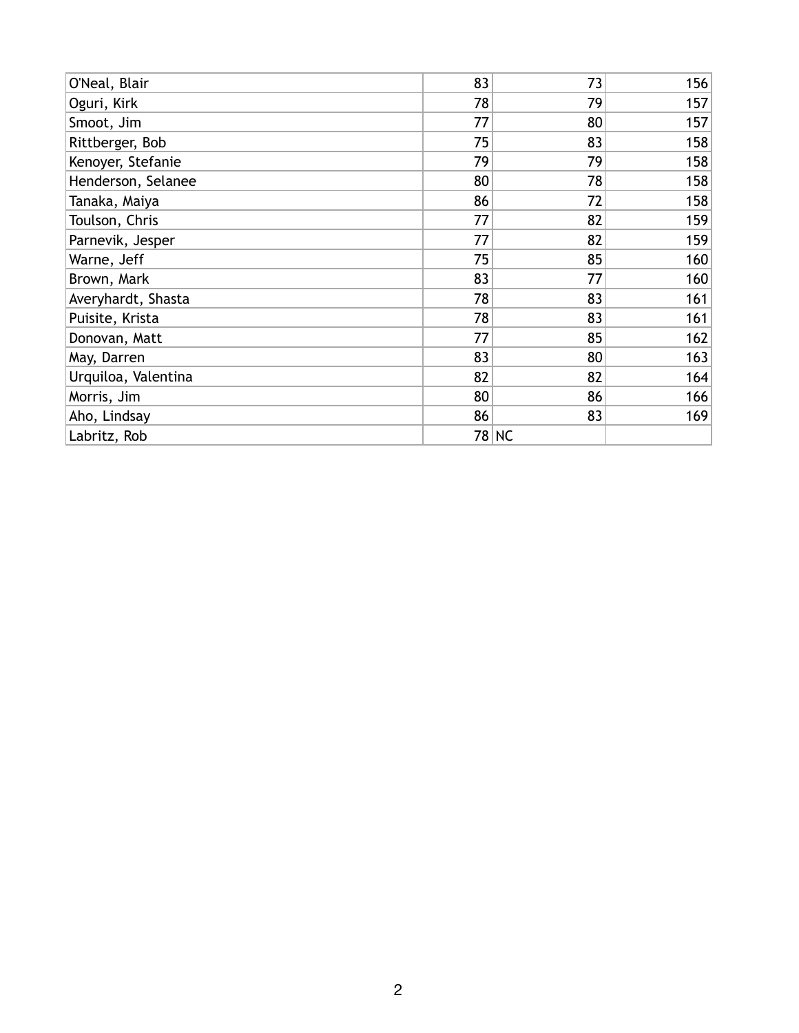| | | | |
|---|---|---|---|
| O'Neal, Blair | 83 | 73 | 156 |
| Oguri, Kirk | 78 | 79 | 157 |
| Smoot, Jim | 77 | 80 | 157 |
| Rittberger, Bob | 75 | 83 | 158 |
| Kenoyer, Stefanie | 79 | 79 | 158 |
| Henderson, Selanee | 80 | 78 | 158 |
| Tanaka, Maiya | 86 | 72 | 158 |
| Toulson, Chris | 77 | 82 | 159 |
| Parnevik, Jesper | 77 | 82 | 159 |
| Warne, Jeff | 75 | 85 | 160 |
| Brown, Mark | 83 | 77 | 160 |
| Averyhardt, Shasta | 78 | 83 | 161 |
| Puisite, Krista | 78 | 83 | 161 |
| Donovan, Matt | 77 | 85 | 162 |
| May, Darren | 83 | 80 | 163 |
| Urquiloa, Valentina | 82 | 82 | 164 |
| Morris, Jim | 80 | 86 | 166 |
| Aho, Lindsay | 86 | 83 | 169 |
| Labritz, Rob | 78 | NC | |